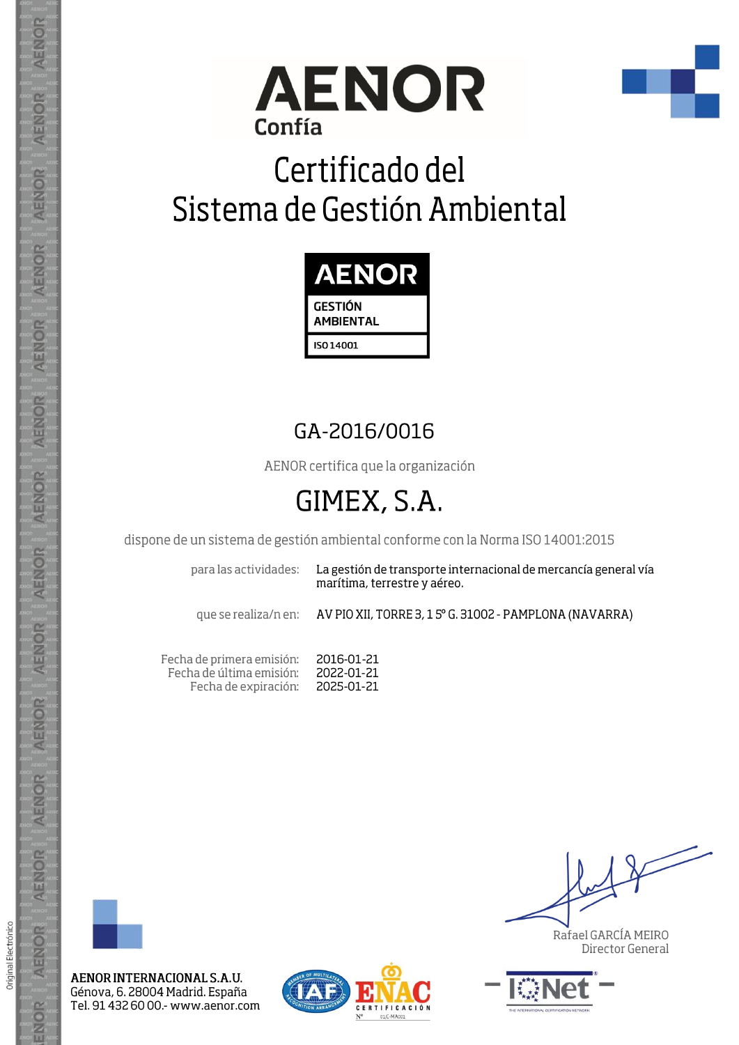AENOR

Confía

# Certificado del Sistema de Gestión Ambiental

AENOR

GESTIÓN AMBIENTAL

ISO 14001

## GA-2016/0016

AENOR certifica que la organización

## GIMEX, S.A.

dispone de un sistema de gestión ambiental conforme con la Norma ISO 14001:2015

| | |
|---|---|
| para las actividades: | La gestión de transporte internacional de mercancía general vía marítima, terrestre y aéreo. |
| que se realiza/n en: | AV PIO XII, TORRE 3, 1 5º G. 31002 - PAMPLONA (NAVARRA) |

| | |
|---|---|
| Fecha de primera emisión: | 2016-01-21 |
| Fecha de última emisión: | 2022-01-21 |
| Fecha de expiración: | 2025-01-21 |

Rafael GARCÍA MEIRO
Director General

**AENOR INTERNACIONAL S.A.U.**
Génova, 6. 28004 Madrid. España
Tel. 91 432 60 00.- www.aenor.com

Original Electrónico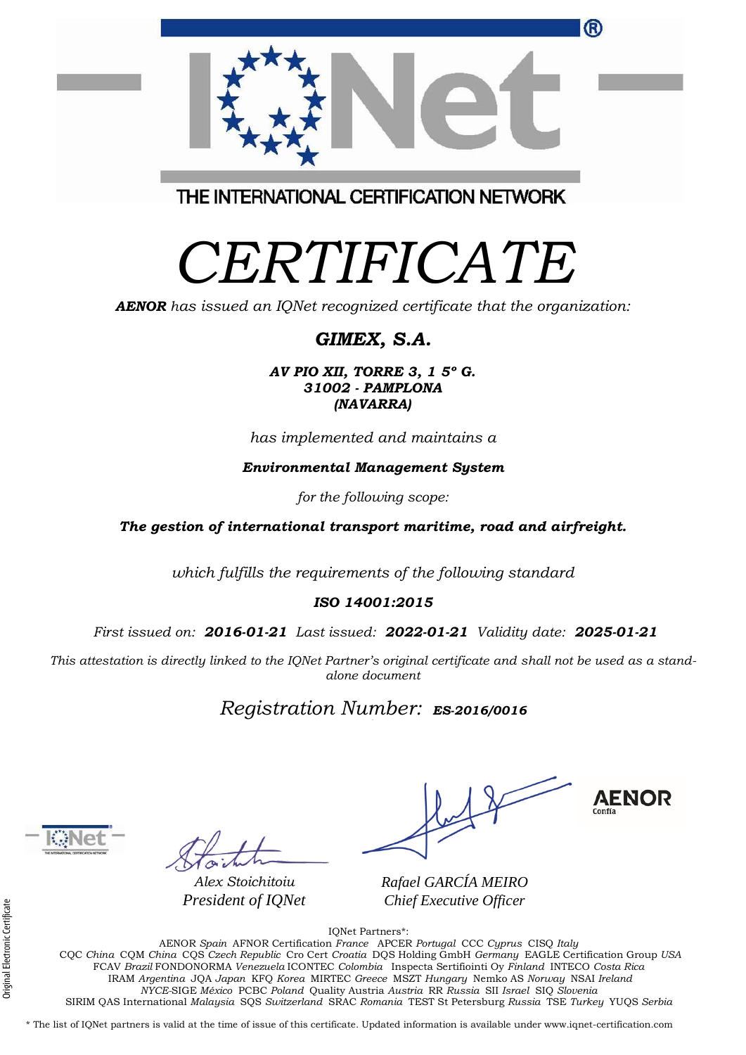THE INTERNATIONAL CERTIFICATION NETWORK

# CERTIFICATE

***AENOR*** *has issued an IQNet recognized certificate that the organization:*

## *GIMEX, S.A.*

***AV PIO XII, TORRE 3, 1 5º G.***
***31002 - PAMPLONA***
***(NAVARRA)***

*has implemented and maintains a*

***Environmental Management System***

*for the following scope:*

***The gestion of international transport maritime, road and airfreight.***

*which fulfills the requirements of the following standard*

***ISO 14001:2015***

*First issued on:* ***2016-01-21*** *Last issued:* ***2022-01-21*** *Validity date:* ***2025-01-21***

*This attestation is directly linked to the IQNet Partner's original certificate and shall not be used as a stand-alone document*

*Registration Number:* ***ES-2016/0016***

*Alex Stoichitoiu*
*President of IQNet*

*Rafael GARCÍA MEIRO*
*Chief Executive Officer*

AENOR Confía

IQNet Partners*:

AENOR *Spain* AFNOR Certification *France* APCER *Portugal* CCC *Cyprus* CISQ *Italy*
CQC *China* CQM *China* CQS *Czech Republic* Cro Cert *Croatia* DQS Holding GmbH *Germany* EAGLE Certification Group *USA*
FCAV *Brazil* FONDONORMA *Venezuela* ICONTEC *Colombia* Inspecta Sertifiointi Oy *Finland* INTECO *Costa Rica*
IRAM *Argentina* JQA *Japan* KFQ *Korea* MIRTEC *Greece* MSZT *Hungary* Nemko AS *Norway* NSAI *Ireland*
*NYCE*-SIGE *México* PCBC *Poland* Quality Austria *Austria* RR *Russia* SII *Israel* SIQ *Slovenia*
SIRIM QAS International *Malaysia* SQS *Switzerland* SRAC *Romania* TEST St Petersburg *Russia* TSE *Turkey* YUQS *Serbia*

\* The list of IQNet partners is valid at the time of issue of this certificate. Updated information is available under www.iqnet-certification.com

Original Electronic Certificate